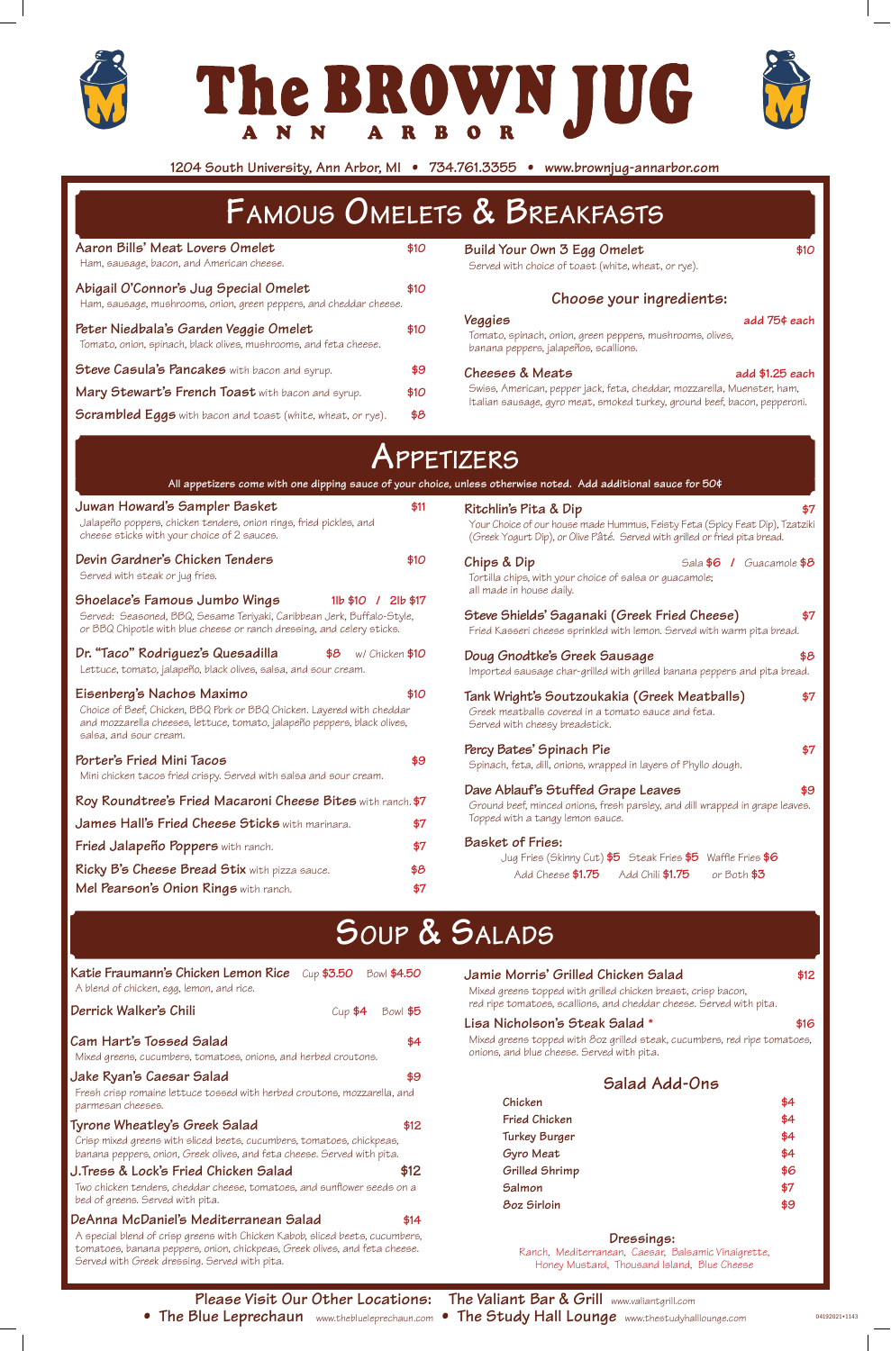# The BROWN JUG
## ANN ARBOR

1204 South University, Ann Arbor, MI • 734.761.3355 • www.brownjug-annarbor.com

## Famous Omelets & Breakfasts

**Aaron Bills' Meat Lovers Omelet** $10
Ham, sausage, bacon, and American cheese.

**Abigail O'Connor's Jug Special Omelet** $10
Ham, sausage, mushrooms, onion, green peppers, and cheddar cheese.

**Peter Niedbala's Garden Veggie Omelet** $10
Tomato, onion, spinach, black olives, mushrooms, and feta cheese.

**Steve Casula's Pancakes** with bacon and syrup. $9

**Mary Stewart's French Toast** with bacon and syrup. $10

**Scrambled Eggs** with bacon and toast (white, wheat, or rye). $8

**Build Your Own 3 Egg Omelet** $10
Served with choice of toast (white, wheat, or rye).

### Choose your ingredients:

**Veggies** add 75¢ each
Tomato, spinach, onion, green peppers, mushrooms, olives, banana peppers, jalapeños, scallions.

**Cheeses & Meats** add $1.25 each
Swiss, American, pepper jack, feta, cheddar, mozzarella, Muenster, ham, Italian sausage, gyro meat, smoked turkey, ground beef, bacon, pepperoni.

## Appetizers

All appetizers come with one dipping sauce of your choice, unless otherwise noted. Add additional sauce for 50¢

**Juwan Howard's Sampler Basket** $11
Jalapeño poppers, chicken tenders, onion rings, fried pickles, and cheese sticks with your choice of 2 sauces.

**Devin Gardner's Chicken Tenders** $10
Served with steak or jug fries.

**Shoelace's Famous Jumbo Wings** 1lb $10 / 2lb $17
Served: Seasoned, BBQ, Sesame Teriyaki, Caribbean Jerk, Buffalo-Style, or BBQ Chipotle with blue cheese or ranch dressing, and celery sticks.

**Dr. "Taco" Rodriguez's Quesadilla** $8 w/ Chicken $10
Lettuce, tomato, jalapeño, black olives, salsa, and sour cream.

**Eisenberg's Nachos Maximo** $10
Choice of Beef, Chicken, BBQ Pork or BBQ Chicken. Layered with cheddar and mozzarella cheeses, lettuce, tomato, jalapeño peppers, black olives, salsa, and sour cream.

**Porter's Fried Mini Tacos** $9
Mini chicken tacos fried crispy. Served with salsa and sour cream.

**Roy Roundtree's Fried Macaroni Cheese Bites** with ranch. $7

**James Hall's Fried Cheese Sticks** with marinara. $7

**Fried Jalapeño Poppers** with ranch. $7

**Ricky B's Cheese Bread Stix** with pizza sauce. $8

**Mel Pearson's Onion Rings** with ranch. $7

**Ritchlin's Pita & Dip** $7
Your Choice of our house made Hummus, Feisty Feta (Spicy Feat Dip), Tzatziki (Greek Yogurt Dip), or Olive Pâté. Served with grilled or fried pita bread.

**Chips & Dip** Sala $6 / Guacamole $8
Tortilla chips, with your choice of salsa or guacamole; all made in house daily.

**Steve Shields' Saganaki (Greek Fried Cheese)** $7
Fried Kasseri cheese sprinkled with lemon. Served with warm pita bread.

**Doug Gnodtke's Greek Sausage** $8
Imported sausage char-grilled with grilled banana peppers and pita bread.

**Tank Wright's Soutzoukakia (Greek Meatballs)** $7
Greek meatballs covered in a tomato sauce and feta. Served with cheesy breadstick.

**Percy Bates' Spinach Pie** $7
Spinach, feta, dill, onions, wrapped in layers of Phyllo dough.

**Dave Ablauf's Stuffed Grape Leaves** $9
Ground beef, minced onions, fresh parsley, and dill wrapped in grape leaves. Topped with a tangy lemon sauce.

**Basket of Fries:**
Jug Fries (Skinny Cut) $5 Steak Fries $5 Waffle Fries $6
Add Cheese $1.75 Add Chili $1.75 or Both $3

## Soup & Salads

**Katie Fraumann's Chicken Lemon Rice** Cup $3.50 Bowl $4.50
A blend of chicken, egg, lemon, and rice.

**Derrick Walker's Chili** Cup $4 Bowl $5

**Cam Hart's Tossed Salad** $4
Mixed greens, cucumbers, tomatoes, onions, and herbed croutons.

**Jake Ryan's Caesar Salad** $9
Fresh crisp romaine lettuce tossed with herbed croutons, mozzarella, and parmesan cheeses.

**Tyrone Wheatley's Greek Salad** $12
Crisp mixed greens with sliced beets, cucumbers, tomatoes, chickpeas, banana peppers, onion, Greek olives, and feta cheese. Served with pita.

**J.Tress & Lock's Fried Chicken Salad** $12
Two chicken tenders, cheddar cheese, tomatoes, and sunflower seeds on a bed of greens. Served with pita.

**DeAnna McDaniel's Mediterranean Salad** $14
A special blend of crisp greens with Chicken Kabob, sliced beets, cucumbers, tomatoes, banana peppers, onion, chickpeas, Greek olives, and feta cheese. Served with Greek dressing. Served with pita.

**Jamie Morris' Grilled Chicken Salad** $12
Mixed greens topped with grilled chicken breast, crisp bacon, red ripe tomatoes, scallions, and cheddar cheese. Served with pita.

**Lisa Nicholson's Steak Salad** * $16
Mixed greens topped with 8oz grilled steak, cucumbers, red ripe tomatoes, onions, and blue cheese. Served with pita.

### Salad Add-Ons

| Item | Price |
|---|---|
| Chicken | $4 |
| Fried Chicken | $4 |
| Turkey Burger | $4 |
| Gyro Meat | $4 |
| Grilled Shrimp | $6 |
| Salmon | $7 |
| 8oz Sirloin | $9 |

### Dressings:

Ranch, Mediterranean, Caesar, Balsamic Vinaigrette, Honey Mustard, Thousand Island, Blue Cheese

Please Visit Our Other Locations: The Valiant Bar & Grill www.valiantgrill.com
• The Blue Leprechaun www.theblueleprechaun.com • The Study Hall Lounge www.thestudyhalllounge.com

04192021•1143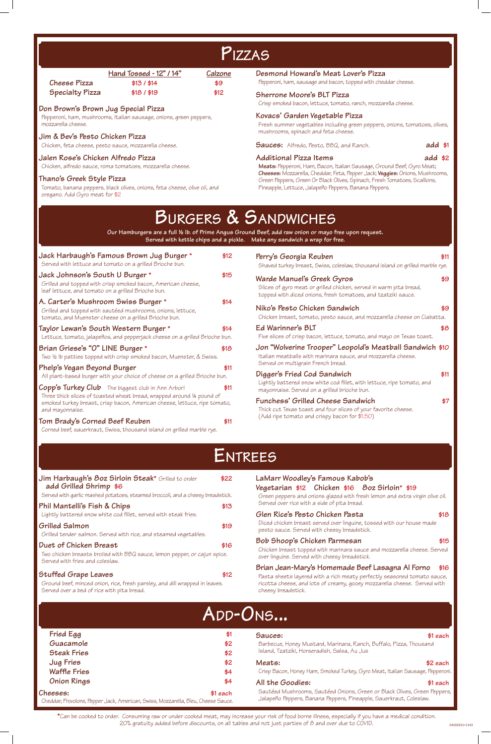# Pizzas

| | Hand Tossed - 12" / 14" | Calzone |
|---|---|---|
| Cheese Pizza | $13 / $14 | $9 |
| Specialty Pizza | $18 / $19 | $12 |

### Don Brown's Brown Jug Special Pizza
Pepperoni, ham, mushrooms, Italian sausage, onions, green peppers, mozzarella cheese.

### Jim & Bev's Pesto Chicken Pizza
Chicken, feta cheese, pesto sauce, mozzarella cheese.

### Jalen Rose's Chicken Alfredo Pizza
Chicken, alfredo sauce, roma tomatoes, mozzarella cheese.

### Thano's Greek Style Pizza
Tomato, banana peppers, black olives, onions, feta cheese, olive oil, and oregano. Add Gyro meat for $2

### Desmond Howard's Meat Lover's Pizza
Pepperoni, ham, sausage and bacon, topped with cheddar cheese.

### Sherrone Moore's BLT Pizza
Crisp smoked bacon, lettuce, tomato, ranch, mozzarella cheese.

### Kovacs' Garden Vegetable Pizza
Fresh summer vegetables including green peppers, onions, tomatoes, olives, mushrooms, spinach and feta cheese.

**Sauces:** Alfredo, Pesto, BBQ, and Ranch. **add $1**

**Additional Pizza Items** **add $2**

**Meats:** Pepperoni, Ham, Bacon, Italian Sausage, Ground Beef, Gyro Meat; **Cheeses:** Mozzarella, Cheddar, Feta, Pepper Jack; **Veggies:** Onions, Mushrooms, Green Peppers, Green Or Black Olives, Spinach, Fresh Tomatoes, Scallions, Pineapple, Lettuce, Jalapeño Peppers, Banana Peppers.

# Burgers & Sandwiches

**Our Hamburgers are a full ½ lb. of Prime Angus Ground Beef, add raw onion or mayo free upon request. Served with kettle chips and a pickle. Make any sandwich a wrap for free.**

### Jack Harbaugh's Famous Brown Jug Burger * — $12
Served with lettuce and tomato on a grilled Brioche bun.

### Jack Johnson's South U Burger * — $15
Grilled and topped with crisp smoked bacon, American cheese, leaf lettuce, and tomato on a grilled Brioche bun.

### A. Carter's Mushroom Swiss Burger * — $14
Grilled and topped with sautéed mushrooms, onions, lettuce, tomato, and Muenster cheese on a grilled Brioche bun.

### Taylor Lewan's South Western Burger * — $14
Lettuce, tomato, jalapeños, and pepperjack cheese on a grilled Brioche bun.

### Brian Griese's "O" LINE Burger * — $18
Two ½ lb patties topped with crisp smoked bacon, Muenster, & Swiss.

### Phelp's Vegan Beyond Burger — $11
All plant-based burger with your choice of cheese on a grilled Brioche bun.

### Copp's Turkey Club — $11
The biggest club in Ann Arbor!

Three thick slices of toasted wheat bread, wrapped around ¼ pound of smoked turkey breast, crisp bacon, American cheese, lettuce, ripe tomato, and mayonnaise.

### Tom Brady's Corned Beef Reuben — $11
Corned beef, sauerkraut, Swiss, thousand island on grilled marble rye.

### Perry's Georgia Reuben — $11
Shaved turkey breast, Swiss, coleslaw, thousand island on grilled marble rye.

### Warde Manuel's Greek Gyros — $9
Slices of gyro meat or grilled chicken, served in warm pita bread, topped with diced onions, fresh tomatoes, and tzatziki sauce.

### Niko's Pesto Chicken Sandwich — $9
Chicken breast, tomato, pesto sauce, and mozzarella cheese on Ciabatta.

### Ed Warinner's BLT — $8
Five slices of crisp bacon, lettuce, tomato, and mayo on Texas toast.

### Jon "Wolverine Trooper" Leopold's Meatball Sandwich — $10
Italian meatballs with marinara sauce, and mozzarella cheese. Served on multigrain French bread.

### Digger's Fried Cod Sandwich — $11
Lightly battered snow white cod fillet, with lettuce, ripe tomato, and mayonnaise. Served on a grilled brioche bun.

### Funchess' Grilled Cheese Sandwich — $7
Thick cut Texas toast and four slices of your favorite cheese. (Add ripe tomato and crispy bacon for $1.50)

# Entrees

### Jim Harbaugh's 8oz Sirloin Steak* — $22
Grilled to order

**add Grilled Shrimp $6**

Served with garlic mashed potatoes, steamed broccoli, and a cheesy breadstick.

### Phil Mantelli's Fish & Chips — $13
Lightly battered snow white cod fillet, served with steak fries.

### Grilled Salmon — $19
Grilled tender salmon. Served with rice, and steamed vegetables.

### Duet of Chicken Breast — $16
Two chicken breasts broiled with BBQ sauce, lemon pepper, or cajun spice. Served with fries and coleslaw.

### Stuffed Grape Leaves — $12
Ground beef, minced onion, rice, fresh parsley, and dill wrapped in leaves. Served over a bed of rice with pita bread.

### LaMarr Woodley's Famous Kabob's
**Vegetarian $12 Chicken $16 8oz Sirloin* $19**

Green peppers and onions glazed with fresh lemon and extra virgin olive oil. Served over rice with a side of pita bread.

### Glen Rice's Pesto Chicken Pasta — $18
Diced chicken breast served over linguine, tossed with our house made pesto sauce. Served with cheesy breadstick.

### Bob Shoop's Chicken Parmesan — $15
Chicken breast topped with marinara sauce and mozzarella cheese. Served over linguine. Served with cheesy breadstick.

### Brian Jean-Mary's Homemade Beef Lasagna Al Forno — $16
Pasta sheets layered with a rich meaty perfectly seasoned tomato sauce, ricotta cheese, and lots of creamy, gooey mozzarella cheese. Served with cheesy breadstick.

# Add-Ons...

| | |
|---|---|
| Fried Egg | $1 |
| Guacamole | $2 |
| Steak Fries | $2 |
| Jug Fries | $2 |
| Waffle Fries | $4 |
| Onion Rings | $4 |

**Cheeses:** $1 each
Cheddar, Provolone, Pepper Jack, American, Swiss, Mozzarella, Bleu, Cheese Sauce.

**Sauces:** $1 each
Barbecue, Honey Mustard, Marinara, Ranch, Buffalo, Pizza, Thousand Island, Tzatziki, Horseradish, Salsa, Au Jus

**Meats:** $2 each
Crisp Bacon, Honey Ham, Smoked Turkey, Gyro Meat, Italian Sausage, Pepperoni.

**All the Goodies:** $1 each
Sautéed Mushrooms, Sautéed Onions, Green or Black Olives, Green Peppers, Jalapeño Peppers, Banana Peppers, Pineapple, Sauerkraut, Coleslaw.

*Can be cooked to order. Consuming raw or under cooked meat, may increase your risk of food borne illness, especially if you have a medical condition. 20% gratuity added before discounts, on all tables and not just parties of 8 and over due to COVID.

04192021•1143